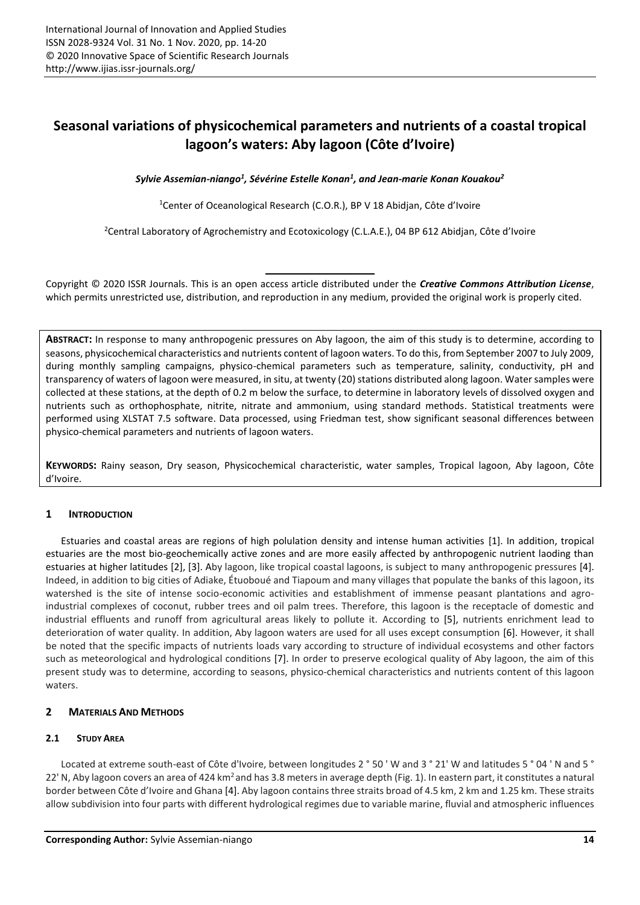# Seasonal variations of physicochemical parameters and nutrients of a coastal tropical lagoon's waters: Aby lagoon (Côte d'Ivoire)

***Sylvie Assemian-niango[1], Sévérine Estelle Konan[1], and Jean-marie Konan Kouakou[2]***

[1]Center of Oceanological Research (C.O.R.), BP V 18 Abidjan, Côte d'Ivoire

[2]Central Laboratory of Agrochemistry and Ecotoxicology (C.L.A.E.), 04 BP 612 Abidjan, Côte d'Ivoire

Copyright © 2020 ISSR Journals. This is an open access article distributed under the ***Creative Commons Attribution License***, which permits unrestricted use, distribution, and reproduction in any medium, provided the original work is properly cited.

**ABSTRACT:** In response to many anthropogenic pressures on Aby lagoon, the aim of this study is to determine, according to seasons, physicochemical characteristics and nutrients content of lagoon waters. To do this, from September 2007 to July 2009, during monthly sampling campaigns, physico-chemical parameters such as temperature, salinity, conductivity, pH and transparency of waters of lagoon were measured, in situ, at twenty (20) stations distributed along lagoon. Water samples were collected at these stations, at the depth of 0.2 m below the surface, to determine in laboratory levels of dissolved oxygen and nutrients such as orthophosphate, nitrite, nitrate and ammonium, using standard methods. Statistical treatments were performed using XLSTAT 7.5 software. Data processed, using Friedman test, show significant seasonal differences between physico-chemical parameters and nutrients of lagoon waters.

**KEYWORDS:** Rainy season, Dry season, Physicochemical characteristic, water samples, Tropical lagoon, Aby lagoon, Côte d'Ivoire.

## 1 INTRODUCTION

Estuaries and coastal areas are regions of high polulation density and intense human activities [1]. In addition, tropical estuaries are the most bio-geochemically active zones and are more easily affected by anthropogenic nutrient laoding than estuaries at higher latitudes [2], [3]. Aby lagoon, like tropical coastal lagoons, is subject to many anthropogenic pressures [4]. Indeed, in addition to big cities of Adiake, Étuoboué and Tiapoum and many villages that populate the banks of this lagoon, its watershed is the site of intense socio-economic activities and establishment of immense peasant plantations and agro-industrial complexes of coconut, rubber trees and oil palm trees. Therefore, this lagoon is the receptacle of domestic and industrial effluents and runoff from agricultural areas likely to pollute it. According to [5], nutrients enrichment lead to deterioration of water quality. In addition, Aby lagoon waters are used for all uses except consumption [6]. However, it shall be noted that the specific impacts of nutrients loads vary according to structure of individual ecosystems and other factors such as meteorological and hydrological conditions [7]. In order to preserve ecological quality of Aby lagoon, the aim of this present study was to determine, according to seasons, physico-chemical characteristics and nutrients content of this lagoon waters.

## 2 MATERIALS AND METHODS

### 2.1 STUDY AREA

Located at extreme south-east of Côte d'Ivoire, between longitudes 2 ° 50 ' W and 3 ° 21' W and latitudes 5 ° 04 ' N and 5 ° 22' N, Aby lagoon covers an area of 424 km$^2$ and has 3.8 meters in average depth (Fig. 1). In eastern part, it constitutes a natural border between Côte d'Ivoire and Ghana [4]. Aby lagoon contains three straits broad of 4.5 km, 2 km and 1.25 km. These straits allow subdivision into four parts with different hydrological regimes due to variable marine, fluvial and atmospheric influences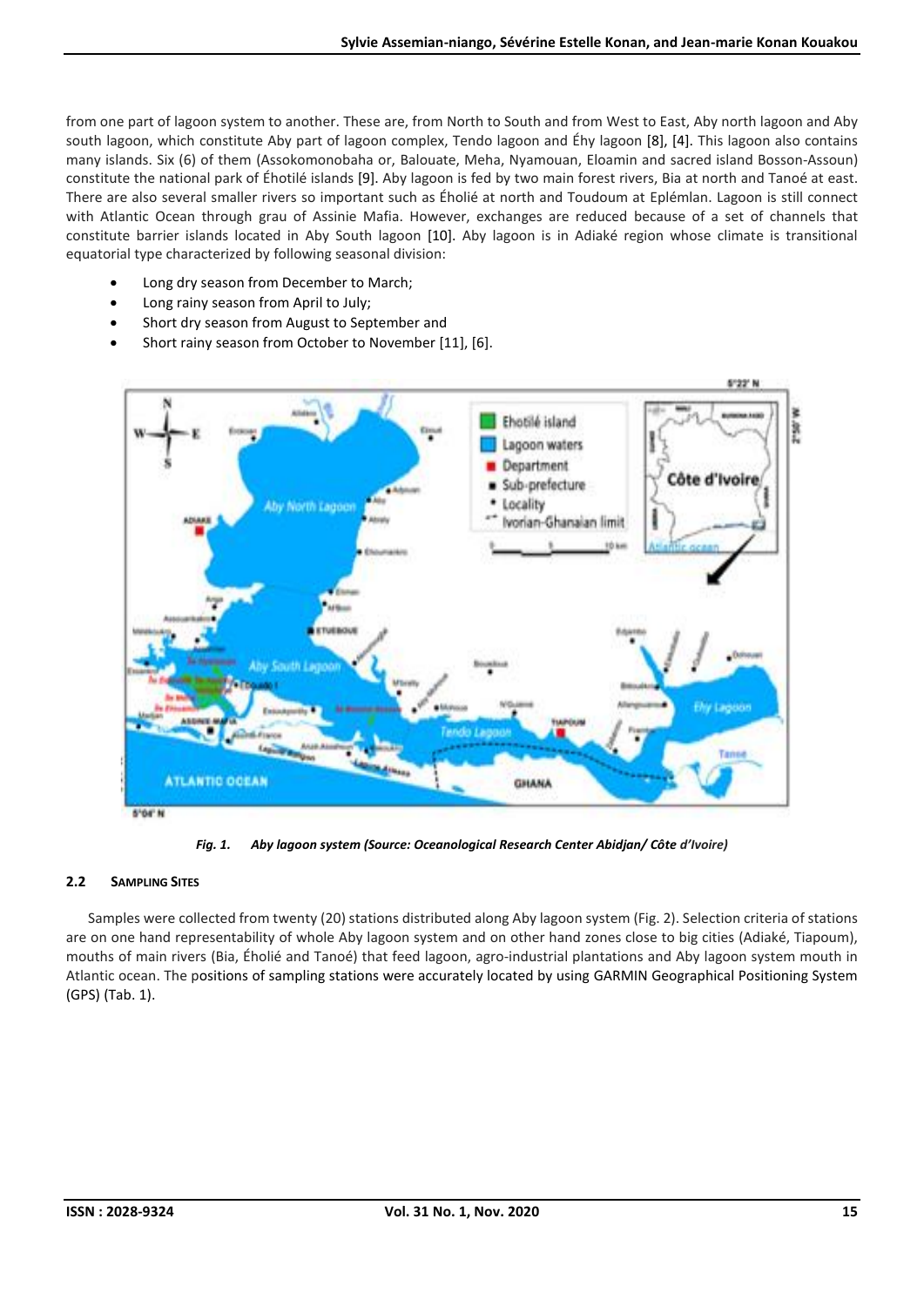from one part of lagoon system to another. These are, from North to South and from West to East, Aby north lagoon and Aby south lagoon, which constitute Aby part of lagoon complex, Tendo lagoon and Éhy lagoon [8], [4]. This lagoon also contains many islands. Six (6) of them (Assokomonobaha or, Balouate, Meha, Nyamouan, Eloamin and sacred island Bosson-Assoun) constitute the national park of Éhotilé islands [9]. Aby lagoon is fed by two main forest rivers, Bia at north and Tanoé at east. There are also several smaller rivers so important such as Éholié at north and Toudoum at Eplémlan. Lagoon is still connect with Atlantic Ocean through grau of Assinie Mafia. However, exchanges are reduced because of a set of channels that constitute barrier islands located in Aby South lagoon [10]. Aby lagoon is in Adiaké region whose climate is transitional equatorial type characterized by following seasonal division:

- Long dry season from December to March;
- Long rainy season from April to July;
- Short dry season from August to September and
- Short rainy season from October to November [11], [6].

*Fig. 1. Aby lagoon system (Source: Oceanological Research Center Abidjan/ Côte d'Ivoire)*

## 2.2 Sampling Sites

Samples were collected from twenty (20) stations distributed along Aby lagoon system (Fig. 2). Selection criteria of stations are on one hand representability of whole Aby lagoon system and on other hand zones close to big cities (Adiaké, Tiapoum), mouths of main rivers (Bia, Éholié and Tanoé) that feed lagoon, agro-industrial plantations and Aby lagoon system mouth in Atlantic ocean. The positions of sampling stations were accurately located by using GARMIN Geographical Positioning System (GPS) (Tab. 1).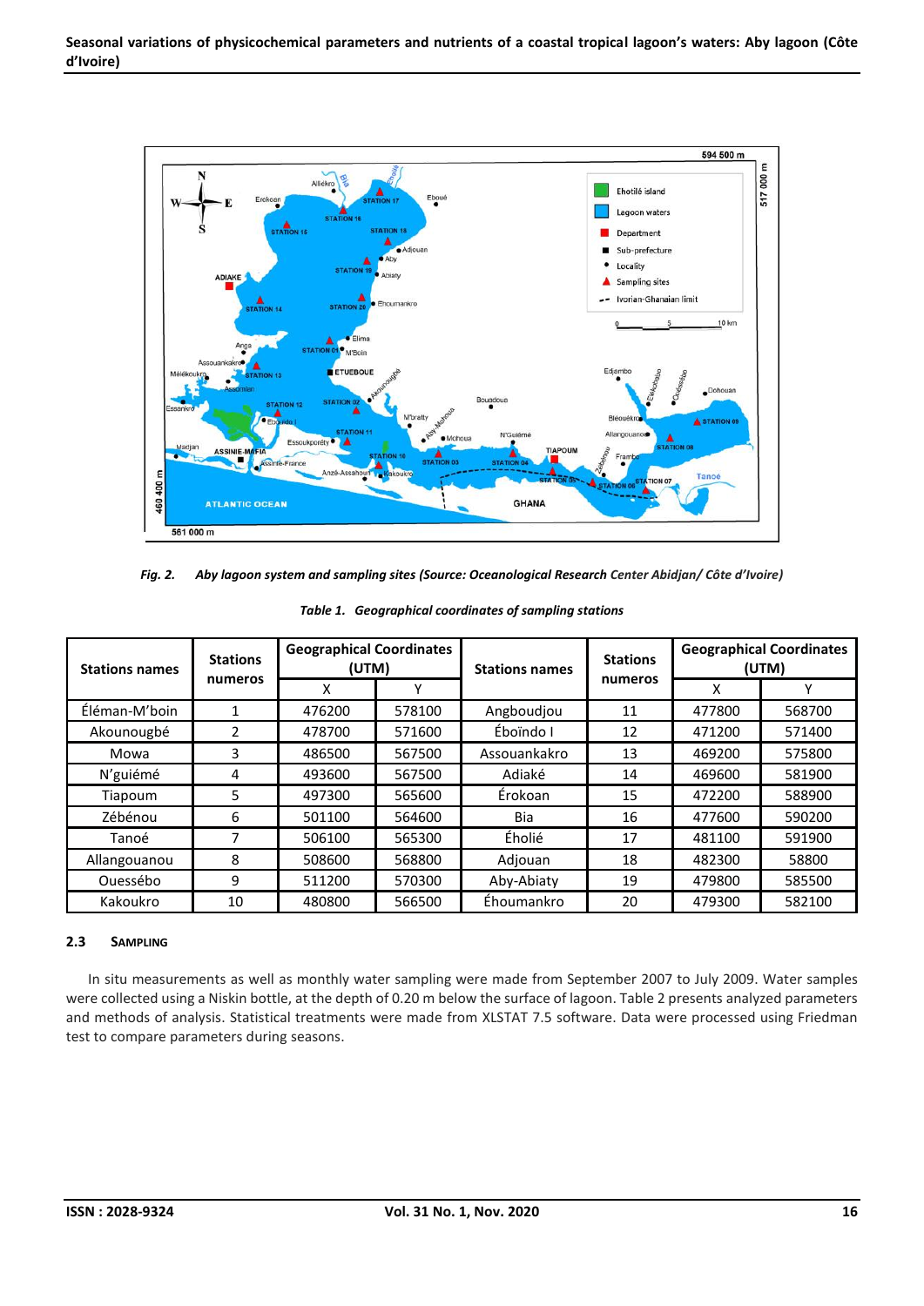*Fig. 2. Aby lagoon system and sampling sites (Source: Oceanological Research Center Abidjan/ Côte d'Ivoire)*

*Table 1. Geographical coordinates of sampling stations*

| Stations names | Stations numeros | Geographical Coordinates (UTM) | | Stations names | Stations numeros | Geographical Coordinates (UTM) | |
|---|---|---|---|---|---|---|---|
| | | X | Y | | | X | Y |
| Éléman-M'boin | 1 | 476200 | 578100 | Angboudjou | 11 | 477800 | 568700 |
| Akounougbé | 2 | 478700 | 571600 | Éboïndo I | 12 | 471200 | 571400 |
| Mowa | 3 | 486500 | 567500 | Assouankakro | 13 | 469200 | 575800 |
| N'guiémé | 4 | 493600 | 567500 | Adiaké | 14 | 469600 | 581900 |
| Tiapoum | 5 | 497300 | 565600 | Érokoan | 15 | 472200 | 588900 |
| Zébénou | 6 | 501100 | 564600 | Bia | 16 | 477600 | 590200 |
| Tanoé | 7 | 506100 | 565300 | Éholié | 17 | 481100 | 591900 |
| Allangouanou | 8 | 508600 | 568800 | Adjouan | 18 | 482300 | 58800 |
| Ouessébo | 9 | 511200 | 570300 | Aby-Abiaty | 19 | 479800 | 585500 |
| Kakoukro | 10 | 480800 | 566500 | Éhoumankro | 20 | 479300 | 582100 |

### 2.3 SAMPLING

In situ measurements as well as monthly water sampling were made from September 2007 to July 2009. Water samples were collected using a Niskin bottle, at the depth of 0.20 m below the surface of lagoon. Table 2 presents analyzed parameters and methods of analysis. Statistical treatments were made from XLSTAT 7.5 software. Data were processed using Friedman test to compare parameters during seasons.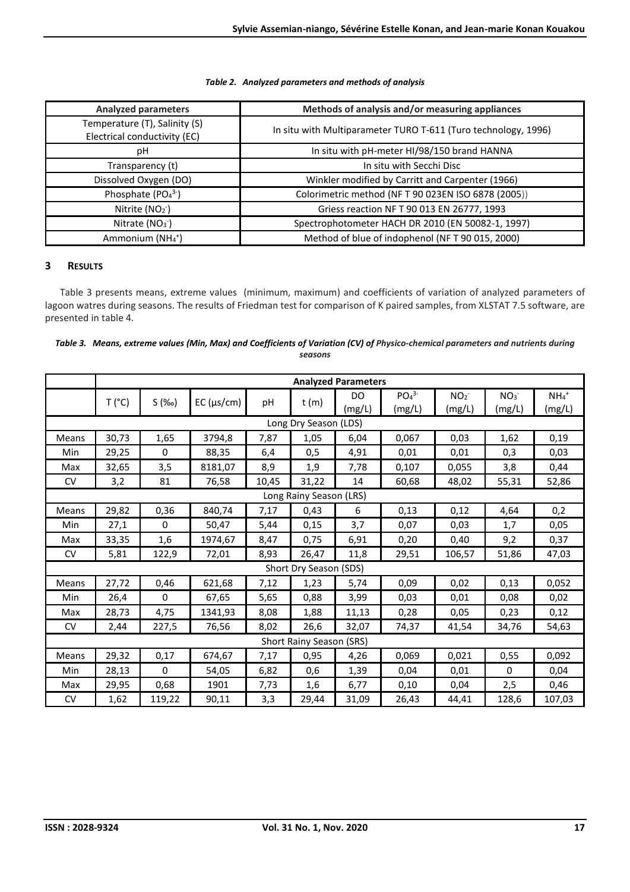*Table 2. Analyzed parameters and methods of analysis*

| Analyzed parameters | Methods of analysis and/or measuring appliances |
|---|---|
| Temperature (T), Salinity (S) Electrical conductivity (EC) | In situ with Multiparameter TURO T-611 (Turo technology, 1996) |
| pH | In situ with pH-meter HI/98/150 brand HANNA |
| Transparency (t) | In situ with Secchi Disc |
| Dissolved Oxygen (DO) | Winkler modified by Carritt and Carpenter (1966) |
| Phosphate ($PO_4^{3-}$) | Colorimetric method (NF T 90 023EN ISO 6878 (2005)) |
| Nitrite ($NO_2^-$) | Griess reaction NF T 90 013 EN 26777, 1993 |
| Nitrate ($NO_3^-$) | Spectrophotometer HACH DR 2010 (EN 50082-1, 1997) |
| Ammonium ($NH_4^+$) | Method of blue of indophenol (NF T 90 015, 2000) |

## 3 RESULTS

Table 3 presents means, extreme values (minimum, maximum) and coefficients of variation of analyzed parameters of lagoon watres during seasons. The results of Friedman test for comparison of K paired samples, from XLSTAT 7.5 software, are presented in table 4.

*Table 3. Means, extreme values (Min, Max) and Coefficients of Variation (CV) of Physico-chemical parameters and nutrients during seasons*

| | Analyzed Parameters | | | | | | | | | |
|---|---|---|---|---|---|---|---|---|---|---|
| | T (°C) | S (‰) | EC (µs/cm) | pH | t (m) | DO (mg/L) | $PO_4^{3-}$ (mg/L) | $NO_2^-$ (mg/L) | $NO_3^-$ (mg/L) | $NH_4^+$ (mg/L) |
| Long Dry Season (LDS) | | | | | | | | | | |
| Means | 30,73 | 1,65 | 3794,8 | 7,87 | 1,05 | 6,04 | 0,067 | 0,03 | 1,62 | 0,19 |
| Min | 29,25 | 0 | 88,35 | 6,4 | 0,5 | 4,91 | 0,01 | 0,01 | 0,3 | 0,03 |
| Max | 32,65 | 3,5 | 8181,07 | 8,9 | 1,9 | 7,78 | 0,107 | 0,055 | 3,8 | 0,44 |
| CV | 3,2 | 81 | 76,58 | 10,45 | 31,22 | 14 | 60,68 | 48,02 | 55,31 | 52,86 |
| Long Rainy Season (LRS) | | | | | | | | | | |
| Means | 29,82 | 0,36 | 840,74 | 7,17 | 0,43 | 6 | 0,13 | 0,12 | 4,64 | 0,2 |
| Min | 27,1 | 0 | 50,47 | 5,44 | 0,15 | 3,7 | 0,07 | 0,03 | 1,7 | 0,05 |
| Max | 33,35 | 1,6 | 1974,67 | 8,47 | 0,75 | 6,91 | 0,20 | 0,40 | 9,2 | 0,37 |
| CV | 5,81 | 122,9 | 72,01 | 8,93 | 26,47 | 11,8 | 29,51 | 106,57 | 51,86 | 47,03 |
| Short Dry Season (SDS) | | | | | | | | | | |
| Means | 27,72 | 0,46 | 621,68 | 7,12 | 1,23 | 5,74 | 0,09 | 0,02 | 0,13 | 0,052 |
| Min | 26,4 | 0 | 67,65 | 5,65 | 0,88 | 3,99 | 0,03 | 0,01 | 0,08 | 0,02 |
| Max | 28,73 | 4,75 | 1341,93 | 8,08 | 1,88 | 11,13 | 0,28 | 0,05 | 0,23 | 0,12 |
| CV | 2,44 | 227,5 | 76,56 | 8,02 | 26,6 | 32,07 | 74,37 | 41,54 | 34,76 | 54,63 |
| Short Rainy Season (SRS) | | | | | | | | | | |
| Means | 29,32 | 0,17 | 674,67 | 7,17 | 0,95 | 4,26 | 0,069 | 0,021 | 0,55 | 0,092 |
| Min | 28,13 | 0 | 54,05 | 6,82 | 0,6 | 1,39 | 0,04 | 0,01 | 0 | 0,04 |
| Max | 29,95 | 0,68 | 1901 | 7,73 | 1,6 | 6,77 | 0,10 | 0,04 | 2,5 | 0,46 |
| CV | 1,62 | 119,22 | 90,11 | 3,3 | 29,44 | 31,09 | 26,43 | 44,41 | 128,6 | 107,03 |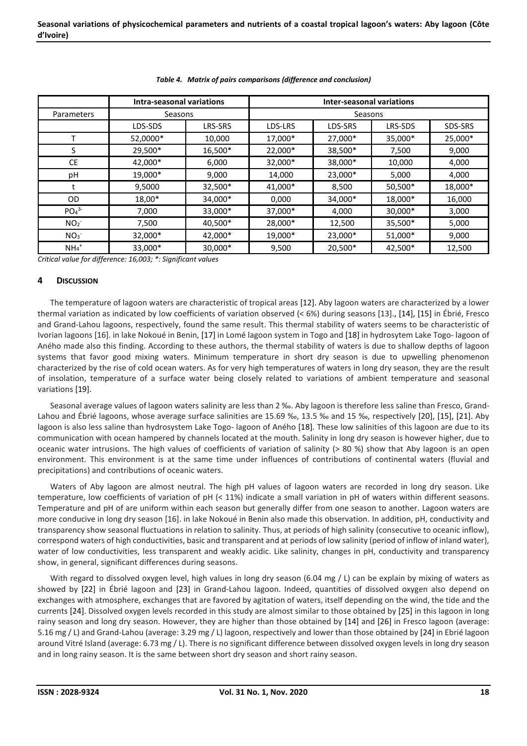*Table 4. Matrix of pairs comparisons (difference and conclusion)*

| | Intra-seasonal variations | | Inter-seasonal variations | | | |
|---|---|---|---|---|---|---|
| Parameters | Seasons | | Seasons | | | |
| | LDS-SDS | LRS-SRS | LDS-LRS | LDS-SRS | LRS-SDS | SDS-SRS |
| T | 52,0000* | 10,000 | 17,000* | 27,000* | 35,000* | 25,000* |
| S | 29,500* | 16,500* | 22,000* | 38,500* | 7,500 | 9,000 |
| CE | 42,000* | 6,000 | 32,000* | 38,000* | 10,000 | 4,000 |
| pH | 19,000* | 9,000 | 14,000 | 23,000* | 5,000 | 4,000 |
| t | 9,5000 | 32,500* | 41,000* | 8,500 | 50,500* | 18,000* |
| OD | 18,00* | 34,000* | 0,000 | 34,000* | 18,000* | 16,000 |
| $PO_4^{3-}$ | 7,000 | 33,000* | 37,000* | 4,000 | 30,000* | 3,000 |
| $NO_2^-$ | 7,500 | 40,500* | 28,000* | 12,500 | 35,500* | 5,000 |
| $NO_3^-$ | 32,000* | 42,000* | 19,000* | 23,000* | 51,000* | 9,000 |
| $NH_4^+$ | 33,000* | 30,000* | 9,500 | 20,500* | 42,500* | 12,500 |

*Critical value for difference: 16,003; *: Significant values*

## 4 DISCUSSION

The temperature of lagoon waters are characteristic of tropical areas [12]. Aby lagoon waters are characterized by a lower thermal variation as indicated by low coefficients of variation observed (< 6%) during seasons [13]., [14], [15] in Ébrié, Fresco and Grand-Lahou lagoons, respectively, found the same result. This thermal stability of waters seems to be characteristic of Ivorian lagoons [16]. in lake Nokoué in Benin, [17] in Lomé lagoon system in Togo and [18] in hydrosytem Lake Togo- lagoon of Anécho made also this finding. According to these authors, the thermal stability of waters is due to shallow depths of lagoon systems that favor good mixing waters. Minimum temperature in short dry season is due to upwelling phenomenon characterized by the rise of cold ocean waters. As for very high temperatures of waters in long dry season, they are the result of insolation, temperature of a surface water being closely related to variations of ambient temperature and seasonal variations [19].

Seasonal average values of lagoon waters salinity are less than 2 ‰. Aby lagoon is therefore less saline than Fresco, Grand-Lahou and Ébrié lagoons, whose average surface salinities are 15.69 ‰, 13.5 ‰ and 15 ‰, respectively [20], [15], [21]. Aby lagoon is also less saline than hydrosystem Lake Togo- lagoon of Anécho [18]. These low salinities of this lagoon are due to its communication with ocean hampered by channels located at the mouth. Salinity in long dry season is however higher, due to oceanic water intrusions. The high values of coefficients of variation of salinity (> 80 %) show that Aby lagoon is an open environment. This environment is at the same time under influences of contributions of continental waters (fluvial and precipitations) and contributions of oceanic waters.

Waters of Aby lagoon are almost neutral. The high pH values of lagoon waters are recorded in long dry season. Like temperature, low coefficients of variation of pH (< 11%) indicate a small variation in pH of waters within different seasons. Temperature and pH of are uniform within each season but generally differ from one season to another. Lagoon waters are more conducive in long dry season [16]. in lake Nokoué in Benin also made this observation. In addition, pH, conductivity and transparency show seasonal fluctuations in relation to salinity. Thus, at periods of high salinity (consecutive to oceanic inflow), correspond waters of high conductivities, basic and transparent and at periods of low salinity (period of inflow of inland water), water of low conductivities, less transparent and weakly acidic. Like salinity, changes in pH, conductivity and transparency show, in general, significant differences during seasons.

With regard to dissolved oxygen level, high values in long dry season (6.04 mg / L) can be explain by mixing of waters as showed by [22] in Ébrié lagoon and [23] in Grand-Lahou lagoon. Indeed, quantities of dissolved oxygen also depend on exchanges with atmosphere, exchanges that are favored by agitation of waters, itself depending on the wind, the tide and the currents [24]. Dissolved oxygen levels recorded in this study are almost similar to those obtained by [25] in this lagoon in long rainy season and long dry season. However, they are higher than those obtained by [14] and [26] in Fresco lagoon (average: 5.16 mg / L) and Grand-Lahou (average: 3.29 mg / L) lagoon, respectively and lower than those obtained by [24] in Ebrié lagoon around Vitré Island (average: 6.73 mg / L). There is no significant difference between dissolved oxygen levels in long dry season and in long rainy season. It is the same between short dry season and short rainy season.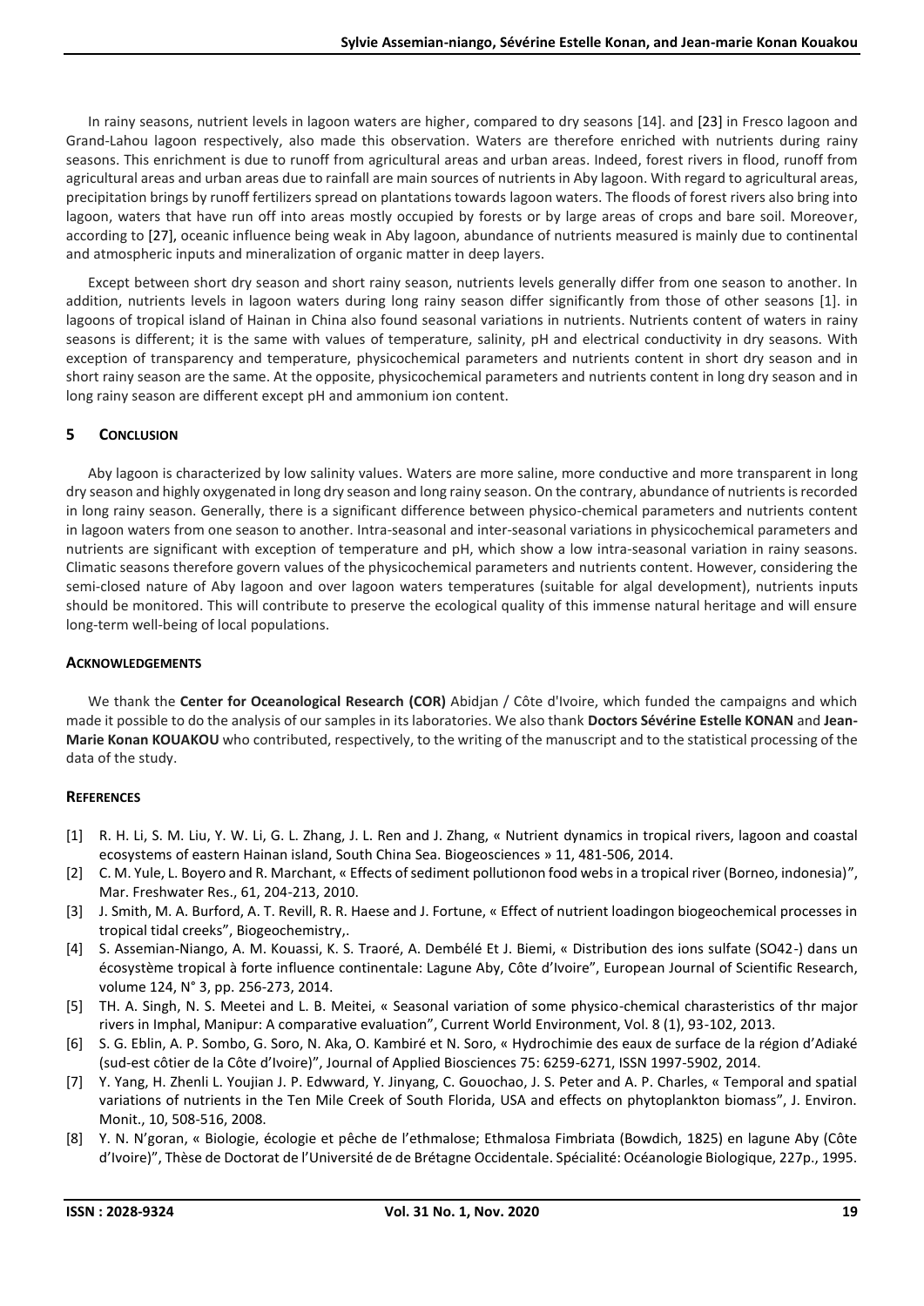In rainy seasons, nutrient levels in lagoon waters are higher, compared to dry seasons [14]. and [23] in Fresco lagoon and Grand-Lahou lagoon respectively, also made this observation. Waters are therefore enriched with nutrients during rainy seasons. This enrichment is due to runoff from agricultural areas and urban areas. Indeed, forest rivers in flood, runoff from agricultural areas and urban areas due to rainfall are main sources of nutrients in Aby lagoon. With regard to agricultural areas, precipitation brings by runoff fertilizers spread on plantations towards lagoon waters. The floods of forest rivers also bring into lagoon, waters that have run off into areas mostly occupied by forests or by large areas of crops and bare soil. Moreover, according to [27], oceanic influence being weak in Aby lagoon, abundance of nutrients measured is mainly due to continental and atmospheric inputs and mineralization of organic matter in deep layers.

Except between short dry season and short rainy season, nutrients levels generally differ from one season to another. In addition, nutrients levels in lagoon waters during long rainy season differ significantly from those of other seasons [1]. in lagoons of tropical island of Hainan in China also found seasonal variations in nutrients. Nutrients content of waters in rainy seasons is different; it is the same with values of temperature, salinity, pH and electrical conductivity in dry seasons. With exception of transparency and temperature, physicochemical parameters and nutrients content in short dry season and in short rainy season are the same. At the opposite, physicochemical parameters and nutrients content in long dry season and in long rainy season are different except pH and ammonium ion content.

## 5 Conclusion

Aby lagoon is characterized by low salinity values. Waters are more saline, more conductive and more transparent in long dry season and highly oxygenated in long dry season and long rainy season. On the contrary, abundance of nutrients is recorded in long rainy season. Generally, there is a significant difference between physico-chemical parameters and nutrients content in lagoon waters from one season to another. Intra-seasonal and inter-seasonal variations in physicochemical parameters and nutrients are significant with exception of temperature and pH, which show a low intra-seasonal variation in rainy seasons. Climatic seasons therefore govern values of the physicochemical parameters and nutrients content. However, considering the semi-closed nature of Aby lagoon and over lagoon waters temperatures (suitable for algal development), nutrients inputs should be monitored. This will contribute to preserve the ecological quality of this immense natural heritage and will ensure long-term well-being of local populations.

## Acknowledgements

We thank the **Center for Oceanological Research (COR)** Abidjan / Côte d'Ivoire, which funded the campaigns and which made it possible to do the analysis of our samples in its laboratories. We also thank **Doctors Sévérine Estelle KONAN** and **Jean-Marie Konan KOUAKOU** who contributed, respectively, to the writing of the manuscript and to the statistical processing of the data of the study.

## References

[1] R. H. Li, S. M. Liu, Y. W. Li, G. L. Zhang, J. L. Ren and J. Zhang, « Nutrient dynamics in tropical rivers, lagoon and coastal ecosystems of eastern Hainan island, South China Sea. Biogeosciences » 11, 481-506, 2014.

[2] C. M. Yule, L. Boyero and R. Marchant, « Effects of sediment pollutionon food webs in a tropical river (Borneo, indonesia)", Mar. Freshwater Res., 61, 204-213, 2010.

[3] J. Smith, M. A. Burford, A. T. Revill, R. R. Haese and J. Fortune, « Effect of nutrient loadingon biogeochemical processes in tropical tidal creeks", Biogeochemistry,.

[4] S. Assemian-Niango, A. M. Kouassi, K. S. Traoré, A. Dembélé Et J. Biemi, « Distribution des ions sulfate (SO42-) dans un écosystème tropical à forte influence continentale: Lagune Aby, Côte d'Ivoire", European Journal of Scientific Research, volume 124, N° 3, pp. 256-273, 2014.

[5] TH. A. Singh, N. S. Meetei and L. B. Meitei, « Seasonal variation of some physico-chemical charasteristics of thr major rivers in Imphal, Manipur: A comparative evaluation", Current World Environment, Vol. 8 (1), 93-102, 2013.

[6] S. G. Eblin, A. P. Sombo, G. Soro, N. Aka, O. Kambiré et N. Soro, « Hydrochimie des eaux de surface de la région d'Adiaké (sud-est côtier de la Côte d'Ivoire)", Journal of Applied Biosciences 75: 6259-6271, ISSN 1997-5902, 2014.

[7] Y. Yang, H. Zhenli L. Youjian J. P. Edwward, Y. Jinyang, C. Gouochao, J. S. Peter and A. P. Charles, « Temporal and spatial variations of nutrients in the Ten Mile Creek of South Florida, USA and effects on phytoplankton biomass", J. Environ. Monit., 10, 508-516, 2008.

[8] Y. N. N'goran, « Biologie, écologie et pêche de l'ethmalose; Ethmalosa Fimbriata (Bowdich, 1825) en lagune Aby (Côte d'Ivoire)", Thèse de Doctorat de l'Université de de Brétagne Occidentale. Spécialité: Océanologie Biologique, 227p., 1995.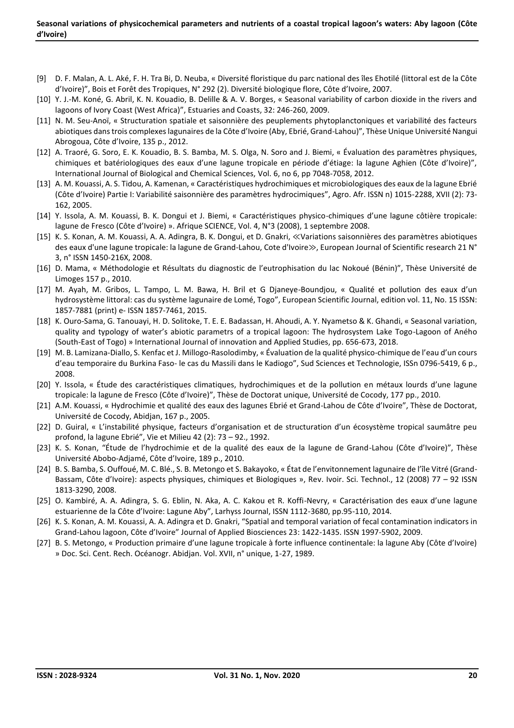[9] D. F. Malan, A. L. Aké, F. H. Tra Bi, D. Neuba, « Diversité floristique du parc national des îles Ehotilé (littoral est de la Côte d'Ivoire)", Bois et Forêt des Tropiques, N° 292 (2). Diversité biologique flore, Côte d'Ivoire, 2007.

[10] Y. J.-M. Koné, G. Abril, K. N. Kouadio, B. Delille & A. V. Borges, « Seasonal variability of carbon dioxide in the rivers and lagoons of Ivory Coast (West Africa)", Estuaries and Coasts, 32: 246-260, 2009.

[11] N. M. Seu-Anoï, « Structuration spatiale et saisonnière des peuplements phytoplanctoniques et variabilité des facteurs abiotiques dans trois complexes lagunaires de la Côte d'Ivoire (Aby, Ebrié, Grand-Lahou)", Thèse Unique Université Nangui Abrogoua, Côte d'Ivoire, 135 p., 2012.

[12] A. Traoré, G. Soro, E. K. Kouadio, B. S. Bamba, M. S. Olga, N. Soro and J. Biemi, « Évaluation des paramètres physiques, chimiques et batériologiques des eaux d'une lagune tropicale en période d'étiage: la lagune Aghien (Côte d'Ivoire)", International Journal of Biological and Chemical Sciences, Vol. 6, no 6, pp 7048-7058, 2012.

[13] A. M. Kouassi, A. S. Tidou, A. Kamenan, « Caractéristiques hydrochimiques et microbiologiques des eaux de la lagune Ebrié (Côte d'Ivoire) Partie I: Variabilité saisonnière des paramètres hydrocimiques", Agro. Afr. ISSN n) 1015-2288, XVII (2): 73-162, 2005.

[14] Y. Issola, A. M. Kouassi, B. K. Dongui et J. Biemi, « Caractéristiques physico-chimiques d'une lagune côtière tropicale: lagune de Fresco (Côte d'Ivoire) ». Afrique SCIENCE, Vol. 4, N°3 (2008), 1 septembre 2008.

[15] K. S. Konan, A. M. Kouassi, A. A. Adingra, B. K. Dongui, et D. Gnakri, ≪Variations saisonnières des paramètres abiotiques des eaux d'une lagune tropicale: la lagune de Grand-Lahou, Cote d'Ivoire≫, European Journal of Scientific research 21 N° 3, n° ISSN 1450-216X, 2008.

[16] D. Mama, « Méthodologie et Résultats du diagnostic de l'eutrophisation du lac Nokoué (Bénin)", Thèse Université de Limoges 157 p., 2010.

[17] M. Ayah, M. Gribos, L. Tampo, L. M. Bawa, H. Bril et G Djaneye-Boundjou, « Qualité et pollution des eaux d'un hydrosystème littoral: cas du système lagunaire de Lomé, Togo", European Scientific Journal, edition vol. 11, No. 15 ISSN: 1857-7881 (print) e- ISSN 1857-7461, 2015.

[18] K. Ouro-Sama, G. Tanouayi, H. D. Solitoke, T. E. E. Badassan, H. Ahoudi, A. Y. Nyametso & K. Ghandi, « Seasonal variation, quality and typology of water's abiotic parametrs of a tropical lagoon: The hydrosystem Lake Togo-Lagoon of Aného (South-East of Togo) » International Journal of innovation and Applied Studies, pp. 656-673, 2018.

[19] M. B. Lamizana-Diallo, S. Kenfac et J. Millogo-Rasolodimby, « Évaluation de la qualité physico-chimique de l'eau d'un cours d'eau temporaire du Burkina Faso- le cas du Massili dans le Kadiogo", Sud Sciences et Technologie, ISSn 0796-5419, 6 p., 2008.

[20] Y. Issola, « Étude des caractéristiques climatiques, hydrochimiques et de la pollution en métaux lourds d'une lagune tropicale: la lagune de Fresco (Côte d'Ivoire)", Thèse de Doctorat unique, Université de Cocody, 177 pp., 2010.

[21] A.M. Kouassi, « Hydrochimie et qualité des eaux des lagunes Ebrié et Grand-Lahou de Côte d'Ivoire", Thèse de Doctorat, Université de Cocody, Abidjan, 167 p., 2005.

[22] D. Guiral, « L'instabilité physique, facteurs d'organisation et de structuration d'un écosystème tropical saumâtre peu profond, la lagune Ebrié", Vie et Milieu 42 (2): 73 – 92., 1992.

[23] K. S. Konan, "Étude de l'hydrochimie et de la qualité des eaux de la lagune de Grand-Lahou (Côte d'Ivoire)", Thèse Université Abobo-Adjamé, Côte d'Ivoire, 189 p., 2010.

[24] B. S. Bamba, S. Ouffoué, M. C. Blé., S. B. Metongo et S. Bakayoko, « État de l'envitonnement lagunaire de l'île Vitré (Grand-Bassam, Côte d'Ivoire): aspects physiques, chimiques et Biologiques », Rev. Ivoir. Sci. Technol., 12 (2008) 77 – 92 ISSN 1813-3290, 2008.

[25] O. Kambiré, A. A. Adingra, S. G. Eblin, N. Aka, A. C. Kakou et R. Koffi-Nevry, « Caractérisation des eaux d'une lagune estuarienne de la Côte d'Ivoire: Lagune Aby", Larhyss Journal, ISSN 1112-3680, pp.95-110, 2014.

[26] K. S. Konan, A. M. Kouassi, A. A. Adingra et D. Gnakri, "Spatial and temporal variation of fecal contamination indicators in Grand-Lahou lagoon, Côte d'Ivoire" Journal of Applied Biosciences 23: 1422-1435. ISSN 1997-5902, 2009.

[27] B. S. Metongo, « Production primaire d'une lagune tropicale à forte influence continentale: la lagune Aby (Côte d'Ivoire) » Doc. Sci. Cent. Rech. Océanogr. Abidjan. Vol. XVII, n° unique, 1-27, 1989.